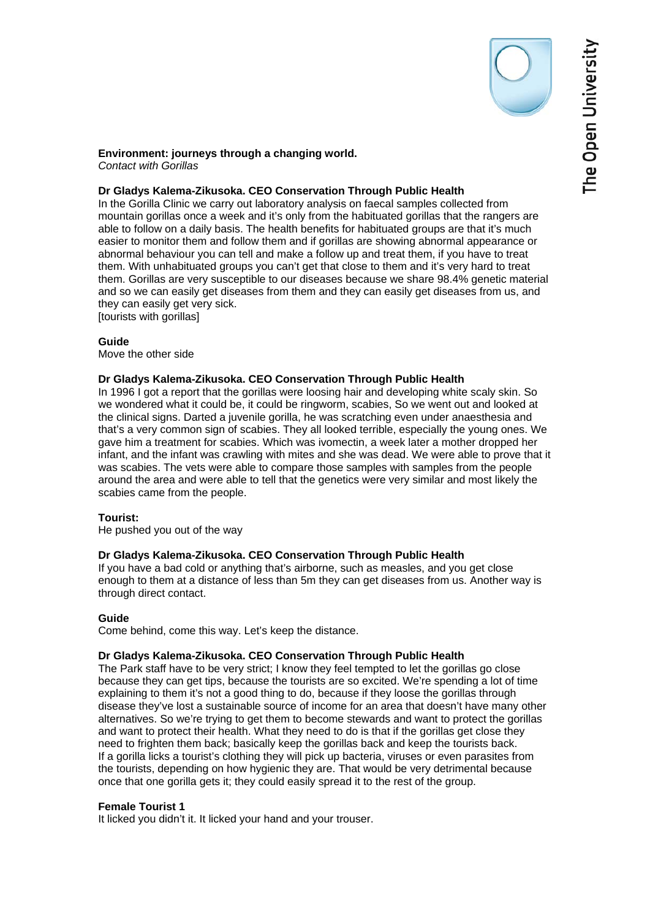**Environment: journeys through a changing world.**
*Contact with Gorillas*

**Dr Gladys Kalema-Zikusoka. CEO Conservation Through Public Health**
In the Gorilla Clinic we carry out laboratory analysis on faecal samples collected from mountain gorillas once a week and it's only from the habituated gorillas that the rangers are able to follow on a daily basis. The health benefits for habituated groups are that it's much easier to monitor them and follow them and if gorillas are showing abnormal appearance or abnormal behaviour you can tell and make a follow up and treat them, if you have to treat them. With unhabituated groups you can't get that close to them and it's very hard to treat them. Gorillas are very susceptible to our diseases because we share 98.4% genetic material and so we can easily get diseases from them and they can easily get diseases from us, and they can easily get very sick.
[tourists with gorillas]

**Guide**
Move the other side

**Dr Gladys Kalema-Zikusoka. CEO Conservation Through Public Health**
In 1996 I got a report that the gorillas were loosing hair and developing white scaly skin. So we wondered what it could be, it could be ringworm, scabies, So we went out and looked at the clinical signs. Darted a juvenile gorilla, he was scratching even under anaesthesia and that's a very common sign of scabies. They all looked terrible, especially the young ones. We gave him a treatment for scabies. Which was ivomectin, a week later a mother dropped her infant, and the infant was crawling with mites and she was dead. We were able to prove that it was scabies. The vets were able to compare those samples with samples from the people around the area and were able to tell that the genetics were very similar and most likely the scabies came from the people.

**Tourist:**
He pushed you out of the way

**Dr Gladys Kalema-Zikusoka. CEO Conservation Through Public Health**
If you have a bad cold or anything that's airborne, such as measles, and you get close enough to them at a distance of less than 5m they can get diseases from us. Another way is through direct contact.

**Guide**
Come behind, come this way. Let's keep the distance.

**Dr Gladys Kalema-Zikusoka. CEO Conservation Through Public Health**
The Park staff have to be very strict; I know they feel tempted to let the gorillas go close because they can get tips, because the tourists are so excited. We're spending a lot of time explaining to them it's not a good thing to do, because if they loose the gorillas through disease they've lost a sustainable source of income for an area that doesn't have many other alternatives. So we're trying to get them to become stewards and want to protect the gorillas and want to protect their health. What they need to do is that if the gorillas get close they need to frighten them back; basically keep the gorillas back and keep the tourists back.
If a gorilla licks a tourist's clothing they will pick up bacteria, viruses or even parasites from the tourists, depending on how hygienic they are. That would be very detrimental because once that one gorilla gets it; they could easily spread it to the rest of the group.

**Female Tourist 1**
It licked you didn't it. It licked your hand and your trouser.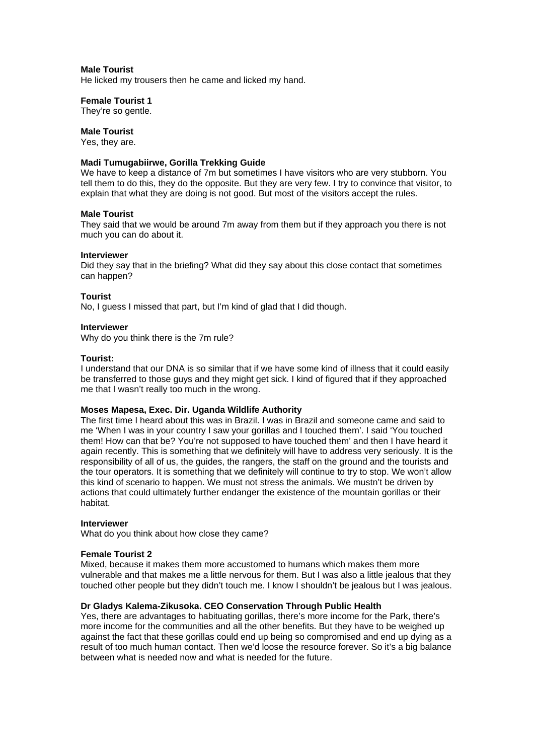**Male Tourist**
He licked my trousers then he came and licked my hand.

**Female Tourist 1**
They're so gentle.

**Male Tourist**
Yes, they are.

**Madi Tumugabiirwe, Gorilla Trekking Guide**
We have to keep a distance of 7m but sometimes I have visitors who are very stubborn. You tell them to do this, they do the opposite. But they are very few. I try to convince that visitor, to explain that what they are doing is not good. But most of the visitors accept the rules.

**Male Tourist**
They said that we would be around 7m away from them but if they approach you there is not much you can do about it.

**Interviewer**
Did they say that in the briefing? What did they say about this close contact that sometimes can happen?

**Tourist**
No, I guess I missed that part, but I'm kind of glad that I did though.

**Interviewer**
Why do you think there is the 7m rule?

**Tourist:**
I understand that our DNA is so similar that if we have some kind of illness that it could easily be transferred to those guys and they might get sick. I kind of figured that if they approached me that I wasn't really too much in the wrong.

**Moses Mapesa, Exec. Dir. Uganda Wildlife Authority**
The first time I heard about this was in Brazil. I was in Brazil and someone came and said to me 'When I was in your country I saw your gorillas and I touched them'. I said 'You touched them! How can that be? You're not supposed to have touched them' and then I have heard it again recently. This is something that we definitely will have to address very seriously. It is the responsibility of all of us, the guides, the rangers, the staff on the ground and the tourists and the tour operators. It is something that we definitely will continue to try to stop. We won't allow this kind of scenario to happen. We must not stress the animals. We mustn't be driven by actions that could ultimately further endanger the existence of the mountain gorillas or their habitat.

**Interviewer**
What do you think about how close they came?

**Female Tourist 2**
Mixed, because it makes them more accustomed to humans which makes them more vulnerable and that makes me a little nervous for them. But I was also a little jealous that they touched other people but they didn't touch me. I know I shouldn't be jealous but I was jealous.

**Dr Gladys Kalema-Zikusoka. CEO Conservation Through Public Health**
Yes, there are advantages to habituating gorillas, there's more income for the Park, there's more income for the communities and all the other benefits. But they have to be weighed up against the fact that these gorillas could end up being so compromised and end up dying as a result of too much human contact. Then we'd loose the resource forever. So it's a big balance between what is needed now and what is needed for the future.